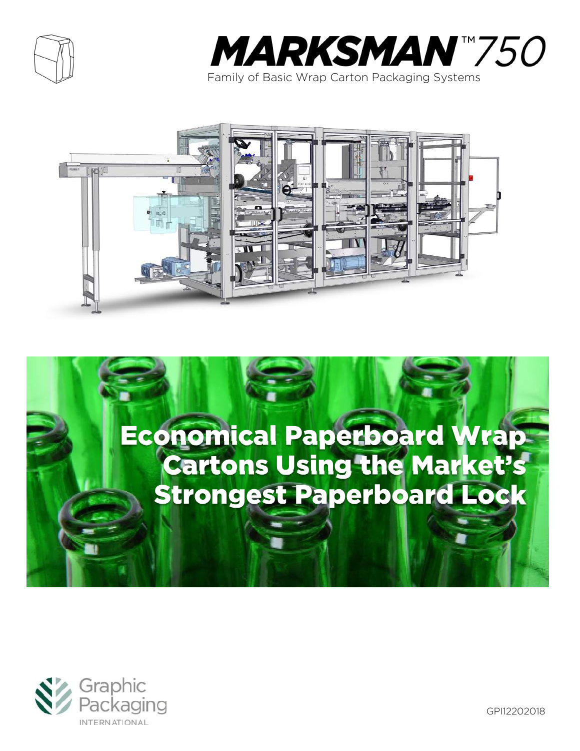# MARKSMAN™ 750

Family of Basic Wrap Carton Packaging Systems

## Economical Paperboard Wrap Cartons Using the Market's Strongest Paperboard Lock

Graphic Packaging International

GPI12202018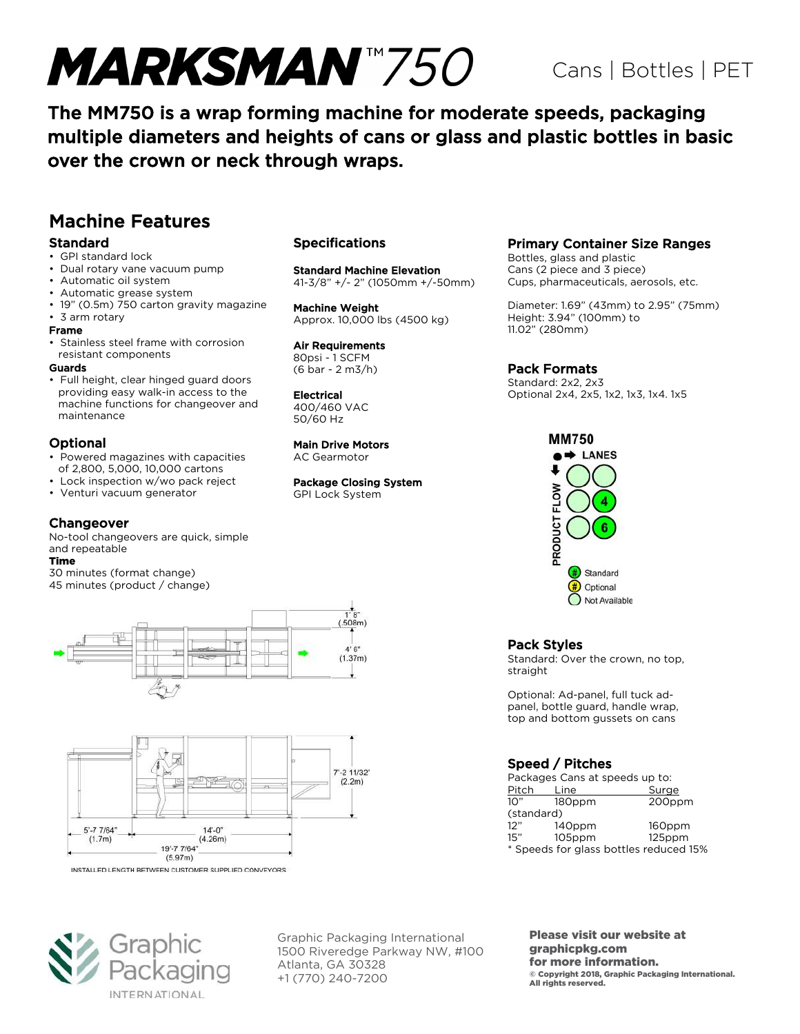# MARKSMAN™ 750

Cans | Bottles | PET

**The MM750 is a wrap forming machine for moderate speeds, packaging multiple diameters and heights of cans or glass and plastic bottles in basic over the crown or neck through wraps.**

## Machine Features

### Standard

- GPI standard lock
- Dual rotary vane vacuum pump
- Automatic oil system
- Automatic grease system
- 19" (0.5m) 750 carton gravity magazine
- 3 arm rotary

**Frame**

- Stainless steel frame with corrosion resistant components

**Guards**

- Full height, clear hinged guard doors providing easy walk-in access to the machine functions for changeover and maintenance

### Optional

- Powered magazines with capacities of 2,800, 5,000, 10,000 cartons
- Lock inspection w/wo pack reject
- Venturi vacuum generator

### Changeover

No-tool changeovers are quick, simple and repeatable

**Time**

30 minutes (format change)
45 minutes (product / change)

### Specifications

**Standard Machine Elevation**
41-3/8" +/- 2" (1050mm +/-50mm)

**Machine Weight**
Approx. 10,000 lbs (4500 kg)

**Air Requirements**
80psi - 1 SCFM
(6 bar - 2 m3/h)

**Electrical**
400/460 VAC
50/60 Hz

**Main Drive Motors**
AC Gearmotor

**Package Closing System**
GPI Lock System

1' 8" (.508m)
4' 6" (1.37m)
7'-2 11/32' (2.2m)
5'-7 7/64" (1.7m)
14'-0" (4.26m)
19'-7 7/64" (5.97m)
INSTALLED LENGTH BETWEEN CUSTOMER SUPPLIED CONVEYORS

### Primary Container Size Ranges

Bottles, glass and plastic
Cans (2 piece and 3 piece)
Cups, pharmaceuticals, aerosols, etc.

Diameter: 1.69" (43mm) to 2.95" (75mm)
Height: 3.94" (100mm) to 11.02" (280mm)

### Pack Formats

Standard: 2x2, 2x3
Optional 2x4, 2x5, 1x2, 1x3, 1x4. 1x5

MM750
LANES
PRODUCT FLOW
4
6
Standard
Optional
Not Available

### Pack Styles

Standard: Over the crown, no top, straight

Optional: Ad-panel, full tuck ad-panel, bottle guard, handle wrap, top and bottom gussets on cans

### Speed / Pitches

Packages Cans at speeds up to:

| Pitch | Line | Surge |
|---|---|---|
| 10" (standard) | 180ppm | 200ppm |
| 12" | 140ppm | 160ppm |
| 15" | 105ppm | 125ppm |

\* Speeds for glass bottles reduced 15%

Graphic Packaging International
1500 Riveredge Parkway NW, #100
Atlanta, GA 30328
+1 (770) 240-7200

**Please visit our website at graphicpkg.com for more information.**

**© Copyright 2018, Graphic Packaging International. All rights reserved.**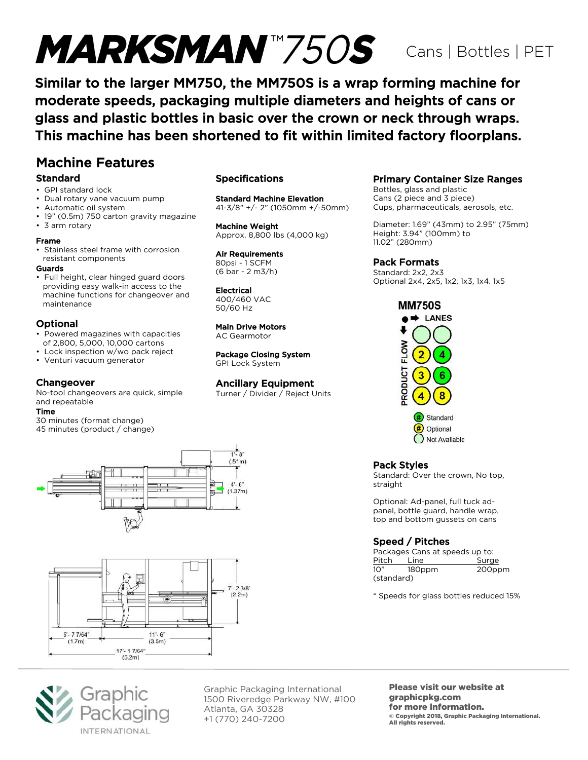# MARKSMAN™ 750S

Cans | Bottles | PET

**Similar to the larger MM750, the MM750S is a wrap forming machine for moderate speeds, packaging multiple diameters and heights of cans or glass and plastic bottles in basic over the crown or neck through wraps. This machine has been shortened to fit within limited factory floorplans.**

## Machine Features

### Standard

- GPI standard lock
- Dual rotary vane vacuum pump
- Automatic oil system
- 19" (0.5m) 750 carton gravity magazine
- 3 arm rotary

**Frame**

- Stainless steel frame with corrosion resistant components

**Guards**

- Full height, clear hinged guard doors providing easy walk-in access to the machine functions for changeover and maintenance

### Optional

- Powered magazines with capacities of 2,800, 5,000, 10,000 cartons
- Lock inspection w/wo pack reject
- Venturi vacuum generator

### Changeover

No-tool changeovers are quick, simple and repeatable

**Time**

30 minutes (format change)
45 minutes (product / change)

### Specifications

**Standard Machine Elevation**
41-3/8" +/- 2" (1050mm +/-50mm)

**Machine Weight**
Approx. 8,800 lbs (4,000 kg)

**Air Requirements**
80psi - 1 SCFM
(6 bar - 2 m3/h)

**Electrical**
400/460 VAC
50/60 Hz

**Main Drive Motors**
AC Gearmotor

**Package Closing System**
GPI Lock System

### Ancillary Equipment

Turner / Divider / Reject Units

### Primary Container Size Ranges

Bottles, glass and plastic
Cans (2 piece and 3 piece)
Cups, pharmaceuticals, aerosols, etc.

Diameter: 1.69" (43mm) to 2.95" (75mm)
Height: 3.94" (100mm) to 11.02" (280mm)

### Pack Formats

Standard: 2x2, 2x3
Optional 2x4, 2x5, 1x2, 1x3, 1x4. 1x5

**MM750S**

LANES / PRODUCT FLOW

| Lanes | 1 | 2 |
|---|---|---|
| 1 | Not Available | Not Available |
| 2 | 2 (Optional) | 4 (Standard) |
| 3 | 3 (Optional) | 6 (Standard) |
| 4 | 4 (Optional) | 8 (Optional) |

Standard / Optional / Not Available

### Pack Styles

Standard: Over the crown, No top, straight

Optional: Ad-panel, full tuck ad-panel, bottle guard, handle wrap, top and bottom gussets on cans

### Speed / Pitches

Packages Cans at speeds up to:

| Pitch | Line | Surge |
|---|---|---|
| 10" (standard) | 180ppm | 200ppm |

\* Speeds for glass bottles reduced 15%

1'- 8" (.51m)
4'- 6" (1.37m)
7'- 2 3/8" (2.2m)
5'- 7 7/64" (1.7m)
11'- 6" (3.5m)
17'- 1 7/64" (5.2m)

Graphic Packaging International
1500 Riveredge Parkway NW, #100
Atlanta, GA 30328
+1 (770) 240-7200

**Please visit our website at graphicpkg.com for more information.**
**© Copyright 2018, Graphic Packaging International. All rights reserved.**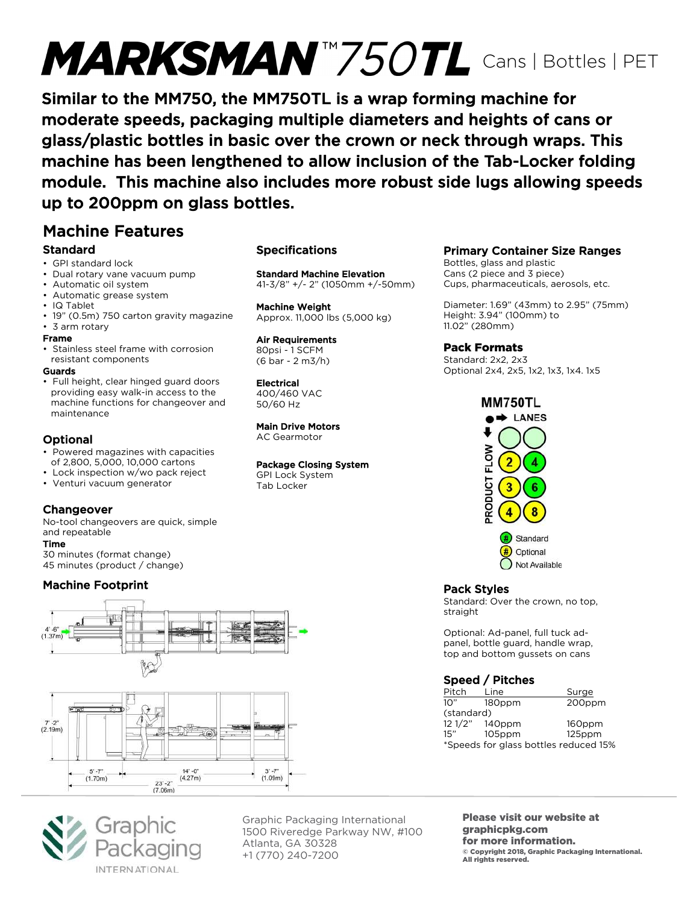# MARKSMAN™ 750TL Cans | Bottles | PET

**Similar to the MM750, the MM750TL is a wrap forming machine for moderate speeds, packaging multiple diameters and heights of cans or glass/plastic bottles in basic over the crown or neck through wraps. This machine has been lengthened to allow inclusion of the Tab-Locker folding module. This machine also includes more robust side lugs allowing speeds up to 200ppm on glass bottles.**

## Machine Features

### Standard

- GPI standard lock
- Dual rotary vane vacuum pump
- Automatic oil system
- Automatic grease system
- IQ Tablet
- 19" (0.5m) 750 carton gravity magazine
- 3 arm rotary

**Frame**

- Stainless steel frame with corrosion resistant components

**Guards**

- Full height, clear hinged guard doors providing easy walk-in access to the machine functions for changeover and maintenance

### Optional

- Powered magazines with capacities of 2,800, 5,000, 10,000 cartons
- Lock inspection w/wo pack reject
- Venturi vacuum generator

### Changeover

No-tool changeovers are quick, simple and repeatable

**Time**

30 minutes (format change)
45 minutes (product / change)

### Machine Footprint

4'-6"
(1.37m)

7'-2"
(2.19m)

5'-7"
(1.70m)

14'-0"
(4.27m)

3'-7"
(1.09m)

23'-2"
(7.06m)

### Specifications

**Standard Machine Elevation**
41-3/8" +/- 2" (1050mm +/-50mm)

**Machine Weight**
Approx. 11,000 lbs (5,000 kg)

**Air Requirements**
80psi - 1 SCFM
(6 bar - 2 m3/h)

**Electrical**
400/460 VAC
50/60 Hz

**Main Drive Motors**
AC Gearmotor

**Package Closing System**
GPI Lock System
Tab Locker

### Primary Container Size Ranges

Bottles, glass and plastic
Cans (2 piece and 3 piece)
Cups, pharmaceuticals, aerosols, etc.

Diameter: 1.69" (43mm) to 2.95" (75mm)
Height: 3.94" (100mm) to 11.02" (280mm)

### Pack Formats

Standard: 2x2, 2x3
Optional 2x4, 2x5, 1x2, 1x3, 1x4. 1x5

MM750TL

LANES

PRODUCT FLOW

2 4
3 6
4 8

Standard
Optional
Not Available

### Pack Styles

Standard: Over the crown, no top, straight

Optional: Ad-panel, full tuck ad-panel, bottle guard, handle wrap, top and bottom gussets on cans

### Speed / Pitches

| Pitch | Line | Surge |
|---|---|---|
| 10" (standard) | 180ppm | 200ppm |
| 12 1/2" | 140ppm | 160ppm |
| 15" | 105ppm | 125ppm |

*Speeds for glass bottles reduced 15%

Graphic Packaging International

Graphic Packaging International
1500 Riveredge Parkway NW, #100
Atlanta, GA 30328
+1 (770) 240-7200

**Please visit our website at graphicpkg.com for more information.**

**© Copyright 2018, Graphic Packaging International. All rights reserved.**